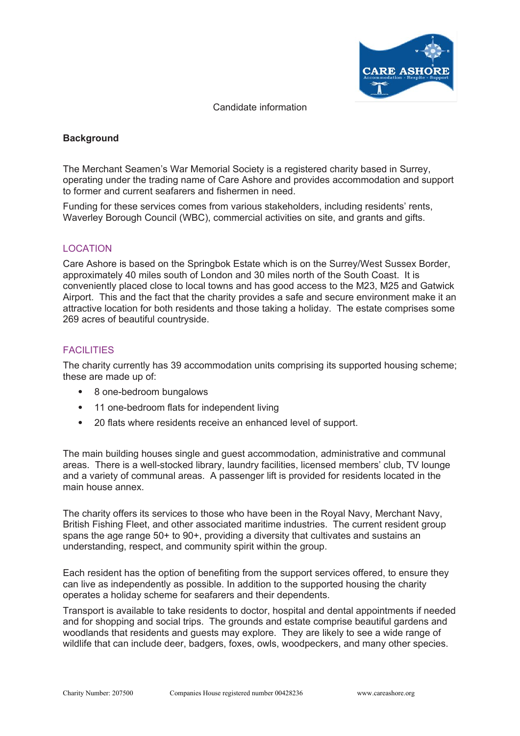Candidate information

**Background**

The Merchant Seamen's War Memorial Society is a registered charity based in Surrey, operating under the trading name of Care Ashore and provides accommodation and support to former and current seafarers and fishermen in need.

Funding for these services comes from various stakeholders, including residents' rents, Waverley Borough Council (WBC), commercial activities on site, and grants and gifts.

## LOCATION

Care Ashore is based on the Springbok Estate which is on the Surrey/West Sussex Border, approximately 40 miles south of London and 30 miles north of the South Coast. It is conveniently placed close to local towns and has good access to the M23, M25 and Gatwick Airport. This and the fact that the charity provides a safe and secure environment make it an attractive location for both residents and those taking a holiday. The estate comprises some 269 acres of beautiful countryside.

## FACILITIES

The charity currently has 39 accommodation units comprising its supported housing scheme; these are made up of:

- 8 one-bedroom bungalows
- 11 one-bedroom flats for independent living
- 20 flats where residents receive an enhanced level of support.

The main building houses single and guest accommodation, administrative and communal areas. There is a well-stocked library, laundry facilities, licensed members' club, TV lounge and a variety of communal areas. A passenger lift is provided for residents located in the main house annex.

The charity offers its services to those who have been in the Royal Navy, Merchant Navy, British Fishing Fleet, and other associated maritime industries. The current resident group spans the age range 50+ to 90+, providing a diversity that cultivates and sustains an understanding, respect, and community spirit within the group.

Each resident has the option of benefiting from the support services offered, to ensure they can live as independently as possible. In addition to the supported housing the charity operates a holiday scheme for seafarers and their dependents.

Transport is available to take residents to doctor, hospital and dental appointments if needed and for shopping and social trips. The grounds and estate comprise beautiful gardens and woodlands that residents and guests may explore. They are likely to see a wide range of wildlife that can include deer, badgers, foxes, owls, woodpeckers, and many other species.

Charity Number: 207500 Companies House registered number 00428236 www.careashore.org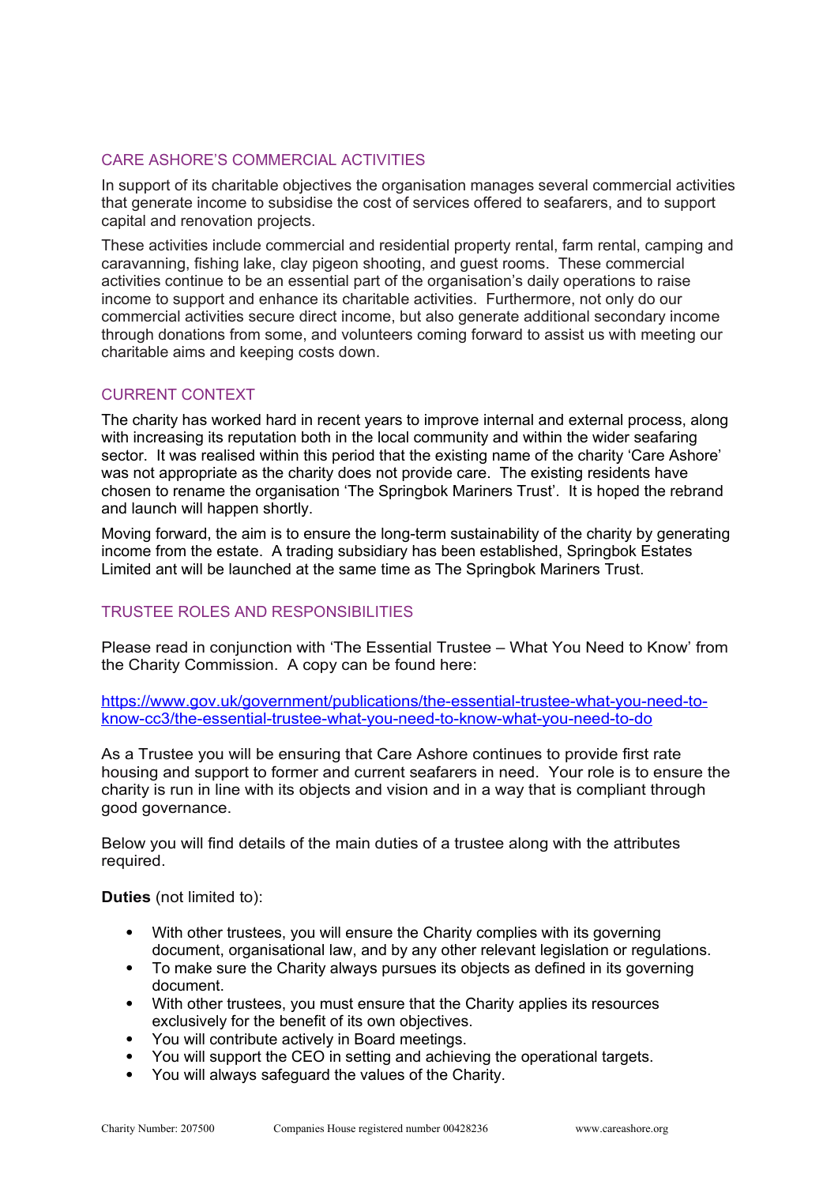## CARE ASHORE'S COMMERCIAL ACTIVITIES

In support of its charitable objectives the organisation manages several commercial activities that generate income to subsidise the cost of services offered to seafarers, and to support capital and renovation projects.

These activities include commercial and residential property rental, farm rental, camping and caravanning, fishing lake, clay pigeon shooting, and guest rooms. These commercial activities continue to be an essential part of the organisation's daily operations to raise income to support and enhance its charitable activities. Furthermore, not only do our commercial activities secure direct income, but also generate additional secondary income through donations from some, and volunteers coming forward to assist us with meeting our charitable aims and keeping costs down.

## CURRENT CONTEXT

The charity has worked hard in recent years to improve internal and external process, along with increasing its reputation both in the local community and within the wider seafaring sector. It was realised within this period that the existing name of the charity 'Care Ashore' was not appropriate as the charity does not provide care. The existing residents have chosen to rename the organisation 'The Springbok Mariners Trust'. It is hoped the rebrand and launch will happen shortly.

Moving forward, the aim is to ensure the long-term sustainability of the charity by generating income from the estate. A trading subsidiary has been established, Springbok Estates Limited ant will be launched at the same time as The Springbok Mariners Trust.

## TRUSTEE ROLES AND RESPONSIBILITIES

Please read in conjunction with 'The Essential Trustee – What You Need to Know' from the Charity Commission. A copy can be found here:

[https://www.gov.uk/government/publications/the-essential-trustee-what-you-need-to-know-cc3/the-essential-trustee-what-you-need-to-know-what-you-need-to-do](https://www.gov.uk/government/publications/the-essential-trustee-what-you-need-to-know-cc3/the-essential-trustee-what-you-need-to-know-what-you-need-to-do)

As a Trustee you will be ensuring that Care Ashore continues to provide first rate housing and support to former and current seafarers in need. Your role is to ensure the charity is run in line with its objects and vision and in a way that is compliant through good governance.

Below you will find details of the main duties of a trustee along with the attributes required.

**Duties** (not limited to):

- With other trustees, you will ensure the Charity complies with its governing document, organisational law, and by any other relevant legislation or regulations.
- To make sure the Charity always pursues its objects as defined in its governing document.
- With other trustees, you must ensure that the Charity applies its resources exclusively for the benefit of its own objectives.
- You will contribute actively in Board meetings.
- You will support the CEO in setting and achieving the operational targets.
- You will always safeguard the values of the Charity.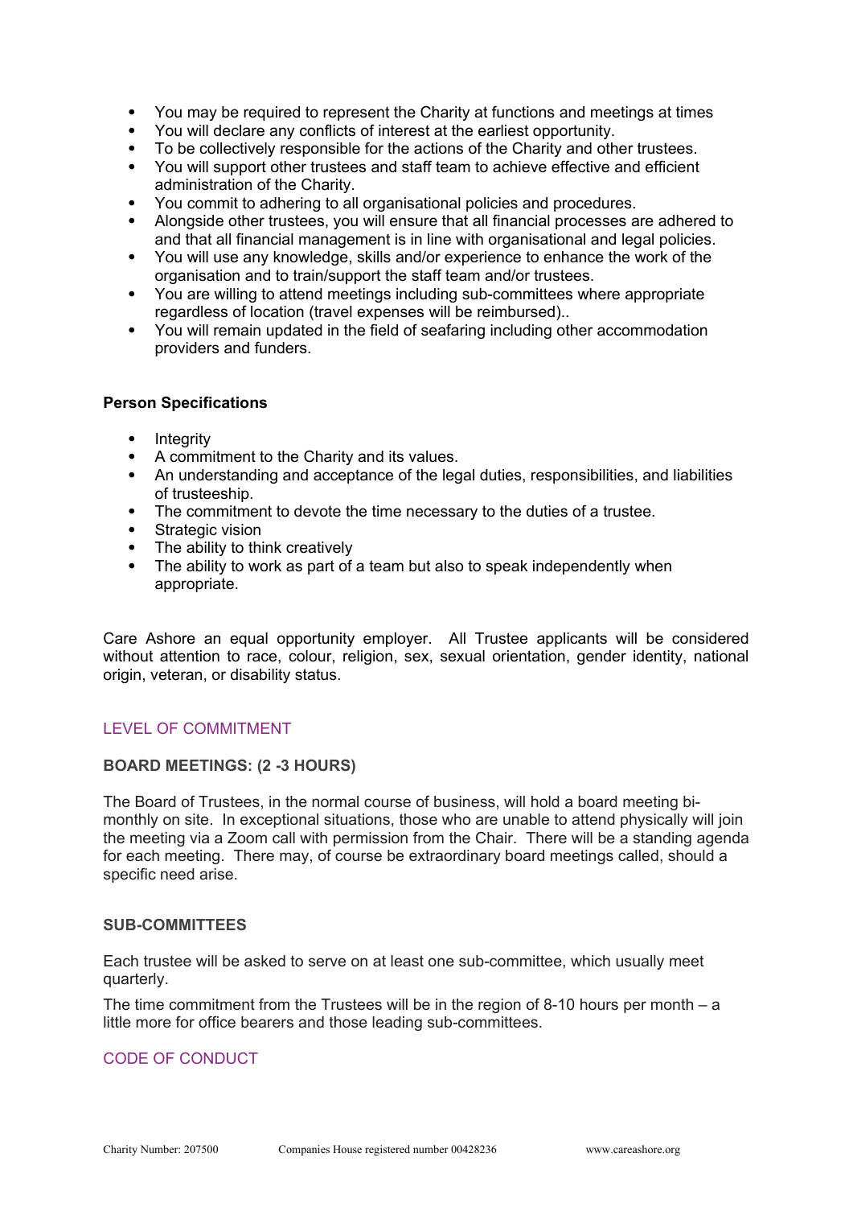- You may be required to represent the Charity at functions and meetings at times
- You will declare any conflicts of interest at the earliest opportunity.
- To be collectively responsible for the actions of the Charity and other trustees.
- You will support other trustees and staff team to achieve effective and efficient administration of the Charity.
- You commit to adhering to all organisational policies and procedures.
- Alongside other trustees, you will ensure that all financial processes are adhered to and that all financial management is in line with organisational and legal policies.
- You will use any knowledge, skills and/or experience to enhance the work of the organisation and to train/support the staff team and/or trustees.
- You are willing to attend meetings including sub-committees where appropriate regardless of location (travel expenses will be reimbursed)..
- You will remain updated in the field of seafaring including other accommodation providers and funders.

**Person Specifications**

- Integrity
- A commitment to the Charity and its values.
- An understanding and acceptance of the legal duties, responsibilities, and liabilities of trusteeship.
- The commitment to devote the time necessary to the duties of a trustee.
- Strategic vision
- The ability to think creatively
- The ability to work as part of a team but also to speak independently when appropriate.

Care Ashore an equal opportunity employer. All Trustee applicants will be considered without attention to race, colour, religion, sex, sexual orientation, gender identity, national origin, veteran, or disability status.

## LEVEL OF COMMITMENT

### BOARD MEETINGS: (2 -3 HOURS)

The Board of Trustees, in the normal course of business, will hold a board meeting bi-monthly on site. In exceptional situations, those who are unable to attend physically will join the meeting via a Zoom call with permission from the Chair. There will be a standing agenda for each meeting. There may, of course be extraordinary board meetings called, should a specific need arise.

### SUB-COMMITTEES

Each trustee will be asked to serve on at least one sub-committee, which usually meet quarterly.

The time commitment from the Trustees will be in the region of 8-10 hours per month – a little more for office bearers and those leading sub-committees.

## CODE OF CONDUCT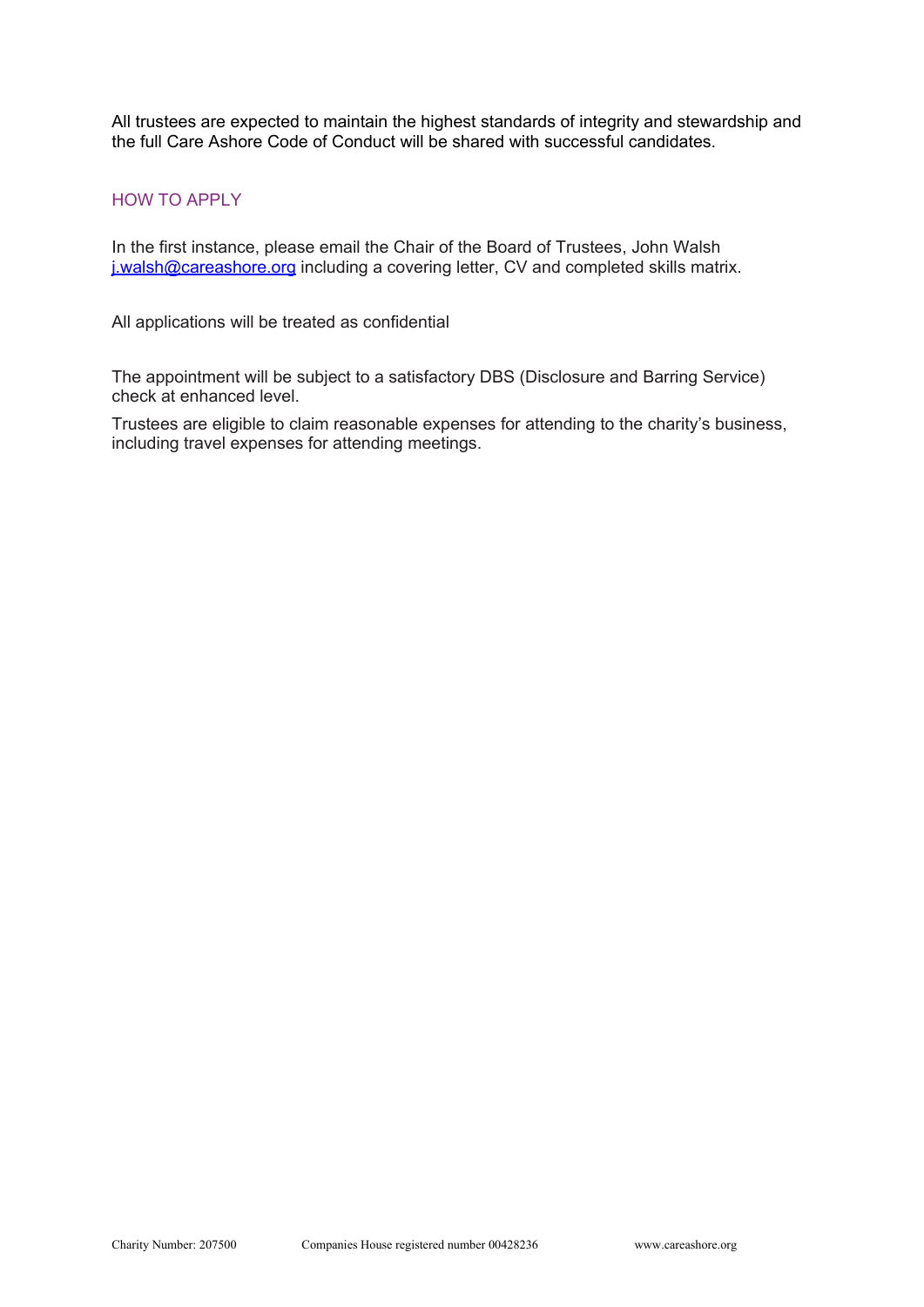All trustees are expected to maintain the highest standards of integrity and stewardship and the full Care Ashore Code of Conduct will be shared with successful candidates.

## HOW TO APPLY

In the first instance, please email the Chair of the Board of Trustees, John Walsh [j.walsh@careashore.org](mailto:j.walsh@careashore.org) including a covering letter, CV and completed skills matrix.

All applications will be treated as confidential

The appointment will be subject to a satisfactory DBS (Disclosure and Barring Service) check at enhanced level.

Trustees are eligible to claim reasonable expenses for attending to the charity's business, including travel expenses for attending meetings.

Charity Number: 207500 Companies House registered number 00428236 www.careashore.org